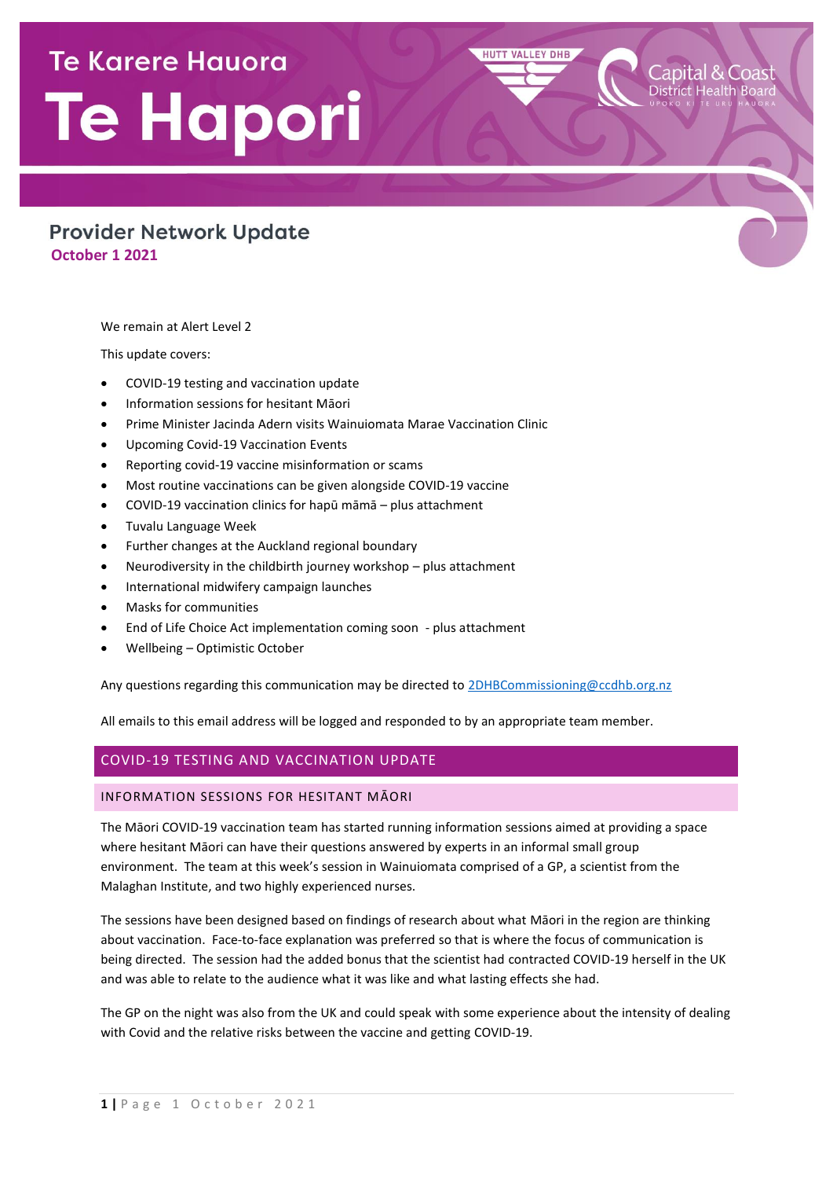# Te Karere Hauora Te Hapori

## Provider Network Update

**October 1 2021**

We remain at Alert Level 2

This update covers:

- COVID-19 testing and vaccination update
- Information sessions for hesitant Māori
- Prime Minister Jacinda Adern visits Wainuiomata Marae Vaccination Clinic
- Upcoming Covid-19 Vaccination Events
- Reporting covid-19 vaccine misinformation or scams
- Most routine vaccinations can be given alongside COVID-19 vaccine
- COVID-19 vaccination clinics for hapū māmā – plus attachment
- Tuvalu Language Week
- Further changes at the Auckland regional boundary
- Neurodiversity in the childbirth journey workshop – plus attachment
- International midwifery campaign launches
- Masks for communities
- End of Life Choice Act implementation coming soon - plus attachment
- Wellbeing – Optimistic October

Any questions regarding this communication may be directed to 2DHBCommissioning@ccdhb.org.nz

All emails to this email address will be logged and responded to by an appropriate team member.

## COVID-19 TESTING AND VACCINATION UPDATE

### INFORMATION SESSIONS FOR HESITANT MĀORI

The Māori COVID-19 vaccination team has started running information sessions aimed at providing a space where hesitant Māori can have their questions answered by experts in an informal small group environment. The team at this week's session in Wainuiomata comprised of a GP, a scientist from the Malaghan Institute, and two highly experienced nurses.

The sessions have been designed based on findings of research about what Māori in the region are thinking about vaccination. Face-to-face explanation was preferred so that is where the focus of communication is being directed. The session had the added bonus that the scientist had contracted COVID-19 herself in the UK and was able to relate to the audience what it was like and what lasting effects she had.

The GP on the night was also from the UK and could speak with some experience about the intensity of dealing with Covid and the relative risks between the vaccine and getting COVID-19.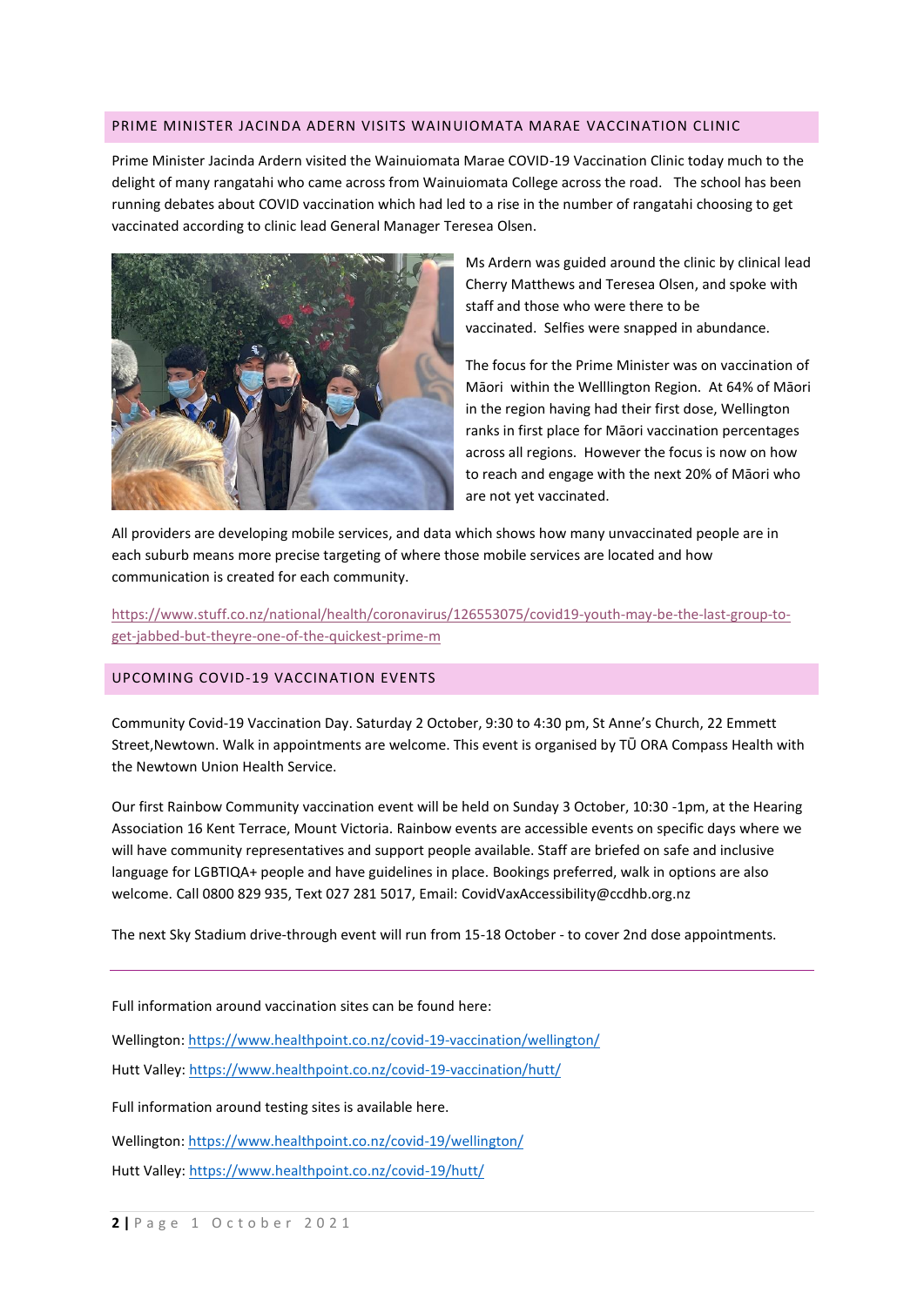## PRIME MINISTER JACINDA ADERN VISITS WAINUIOMATA MARAE VACCINATION CLINIC

Prime Minister Jacinda Ardern visited the Wainuiomata Marae COVID-19 Vaccination Clinic today much to the delight of many rangatahi who came across from Wainuiomata College across the road. The school has been running debates about COVID vaccination which had led to a rise in the number of rangatahi choosing to get vaccinated according to clinic lead General Manager Teresea Olsen.

Ms Ardern was guided around the clinic by clinical lead Cherry Matthews and Teresea Olsen, and spoke with staff and those who were there to be vaccinated. Selfies were snapped in abundance.

The focus for the Prime Minister was on vaccination of Māori within the Welllington Region. At 64% of Māori in the region having had their first dose, Wellington ranks in first place for Māori vaccination percentages across all regions. However the focus is now on how to reach and engage with the next 20% of Māori who are not yet vaccinated.

All providers are developing mobile services, and data which shows how many unvaccinated people are in each suburb means more precise targeting of where those mobile services are located and how communication is created for each community.

https://www.stuff.co.nz/national/health/coronavirus/126553075/covid19-youth-may-be-the-last-group-to-get-jabbed-but-theyre-one-of-the-quickest-prime-m

## UPCOMING COVID-19 VACCINATION EVENTS

Community Covid-19 Vaccination Day. Saturday 2 October, 9:30 to 4:30 pm, St Anne's Church, 22 Emmett Street,Newtown. Walk in appointments are welcome. This event is organised by TŪ ORA Compass Health with the Newtown Union Health Service.

Our first Rainbow Community vaccination event will be held on Sunday 3 October, 10:30 -1pm, at the Hearing Association 16 Kent Terrace, Mount Victoria. Rainbow events are accessible events on specific days where we will have community representatives and support people available. Staff are briefed on safe and inclusive language for LGBTIQA+ people and have guidelines in place. Bookings preferred, walk in options are also welcome. Call 0800 829 935, Text 027 281 5017, Email: CovidVaxAccessibility@ccdhb.org.nz

The next Sky Stadium drive-through event will run from 15-18 October - to cover 2nd dose appointments.

---

Full information around vaccination sites can be found here:

Wellington: https://www.healthpoint.co.nz/covid-19-vaccination/wellington/

Hutt Valley: https://www.healthpoint.co.nz/covid-19-vaccination/hutt/

Full information around testing sites is available here.

Wellington: https://www.healthpoint.co.nz/covid-19/wellington/

Hutt Valley: https://www.healthpoint.co.nz/covid-19/hutt/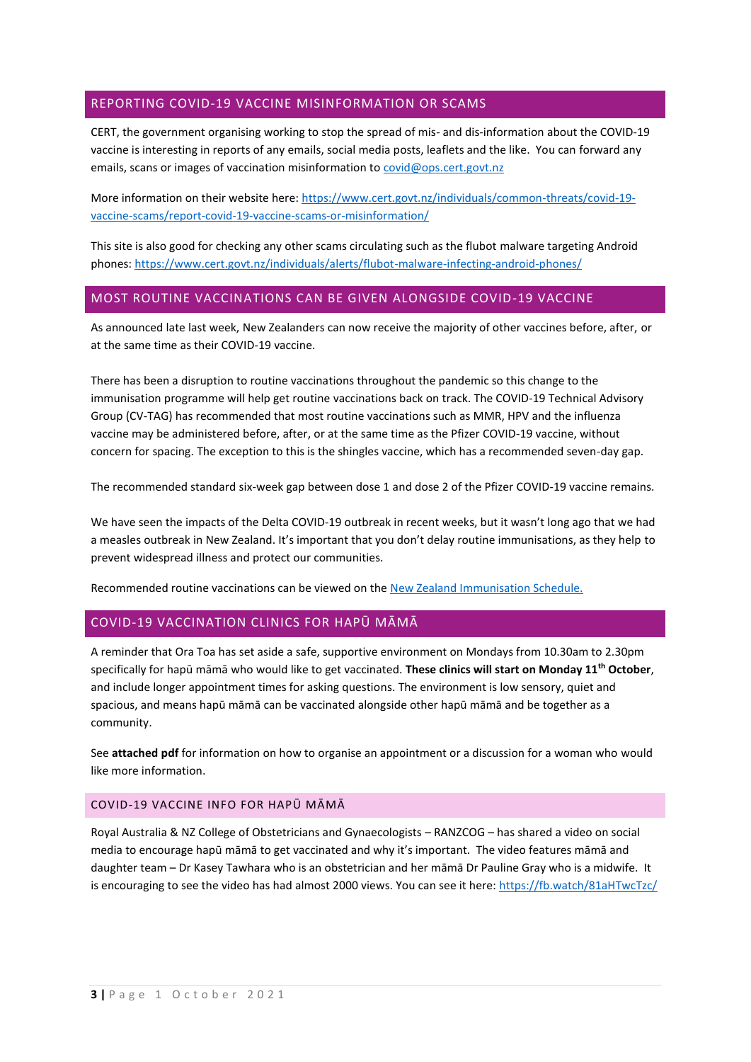## REPORTING COVID-19 VACCINE MISINFORMATION OR SCAMS

CERT, the government organising working to stop the spread of mis- and dis-information about the COVID-19 vaccine is interesting in reports of any emails, social media posts, leaflets and the like. You can forward any emails, scans or images of vaccination misinformation to [covid@ops.cert.govt.nz](mailto:covid@ops.cert.govt.nz)

More information on their website here: [https://www.cert.govt.nz/individuals/common-threats/covid-19-vaccine-scams/report-covid-19-vaccine-scams-or-misinformation/](https://www.cert.govt.nz/individuals/common-threats/covid-19-vaccine-scams/report-covid-19-vaccine-scams-or-misinformation/)

This site is also good for checking any other scams circulating such as the flubot malware targeting Android phones: [https://www.cert.govt.nz/individuals/alerts/flubot-malware-infecting-android-phones/](https://www.cert.govt.nz/individuals/alerts/flubot-malware-infecting-android-phones/)

## MOST ROUTINE VACCINATIONS CAN BE GIVEN ALONGSIDE COVID-19 VACCINE

As announced late last week, New Zealanders can now receive the majority of other vaccines before, after, or at the same time as their COVID-19 vaccine.

There has been a disruption to routine vaccinations throughout the pandemic so this change to the immunisation programme will help get routine vaccinations back on track. The COVID-19 Technical Advisory Group (CV-TAG) has recommended that most routine vaccinations such as MMR, HPV and the influenza vaccine may be administered before, after, or at the same time as the Pfizer COVID-19 vaccine, without concern for spacing. The exception to this is the shingles vaccine, which has a recommended seven-day gap.

The recommended standard six-week gap between dose 1 and dose 2 of the Pfizer COVID-19 vaccine remains.

We have seen the impacts of the Delta COVID-19 outbreak in recent weeks, but it wasn't long ago that we had a measles outbreak in New Zealand. It's important that you don't delay routine immunisations, as they help to prevent widespread illness and protect our communities.

Recommended routine vaccinations can be viewed on the New Zealand Immunisation Schedule.

## COVID-19 VACCINATION CLINICS FOR HAPŪ MĀMĀ

A reminder that Ora Toa has set aside a safe, supportive environment on Mondays from 10.30am to 2.30pm specifically for hapū māmā who would like to get vaccinated. **These clinics will start on Monday 11th October**, and include longer appointment times for asking questions. The environment is low sensory, quiet and spacious, and means hapū māmā can be vaccinated alongside other hapū māmā and be together as a community.

See **attached pdf** for information on how to organise an appointment or a discussion for a woman who would like more information.

### COVID-19 VACCINE INFO FOR HAPŪ MĀMĀ

Royal Australia & NZ College of Obstetricians and Gynaecologists – RANZCOG – has shared a video on social media to encourage hapū māmā to get vaccinated and why it's important. The video features māmā and daughter team – Dr Kasey Tawhara who is an obstetrician and her māmā Dr Pauline Gray who is a midwife. It is encouraging to see the video has had almost 2000 views. You can see it here: [https://fb.watch/81aHTwcTzc/](https://fb.watch/81aHTwcTzc/)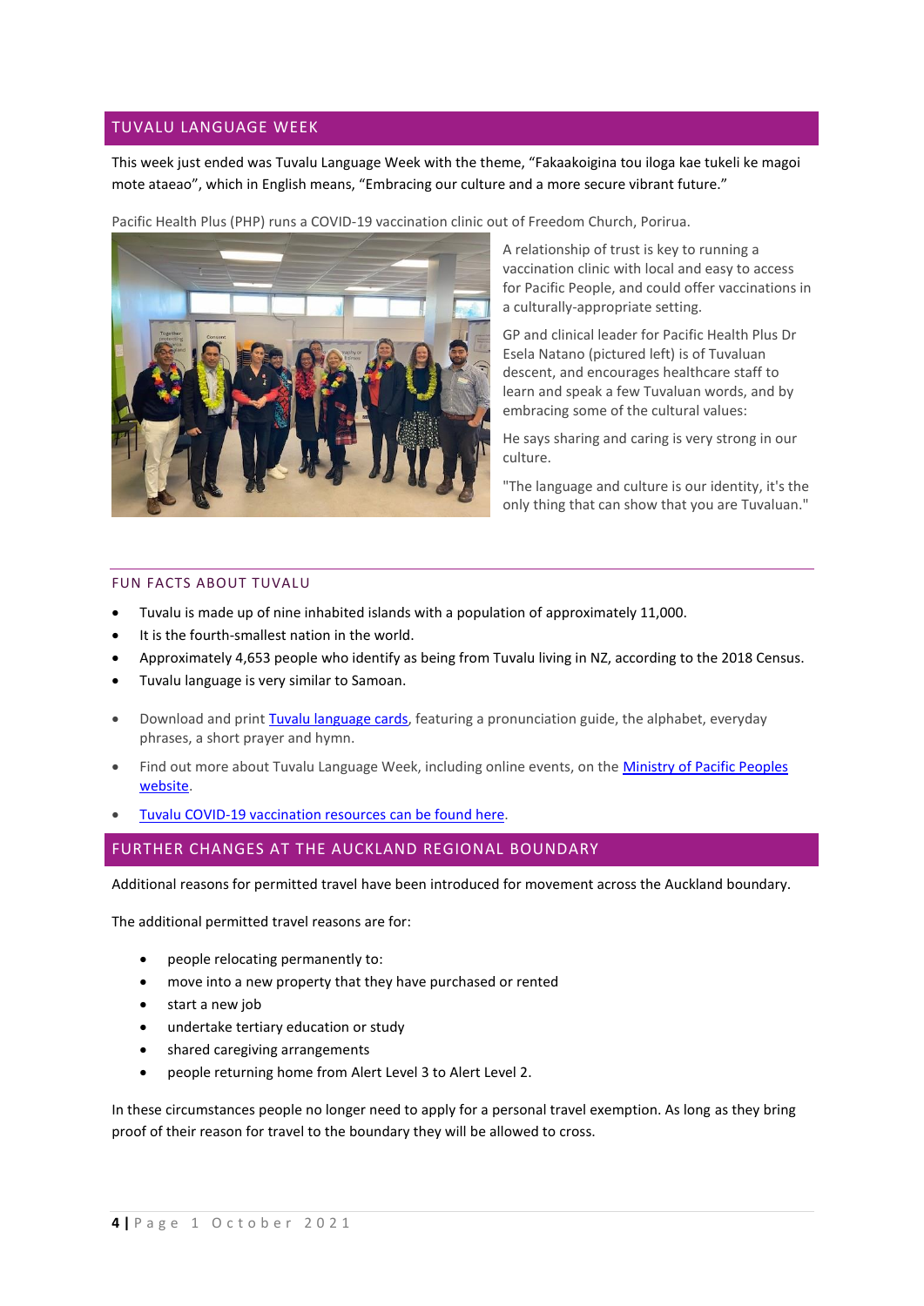## TUVALU LANGUAGE WEEK

This week just ended was Tuvalu Language Week with the theme, “Fakaakoigina tou iloga kae tukeli ke magoi mote ataeao”, which in English means, “Embracing our culture and a more secure vibrant future.”

Pacific Health Plus (PHP) runs a COVID-19 vaccination clinic out of Freedom Church, Porirua.

A relationship of trust is key to running a vaccination clinic with local and easy to access for Pacific People, and could offer vaccinations in a culturally-appropriate setting.

GP and clinical leader for Pacific Health Plus Dr Esela Natano (pictured left) is of Tuvaluan descent, and encourages healthcare staff to learn and speak a few Tuvaluan words, and by embracing some of the cultural values:

He says sharing and caring is very strong in our culture.

"The language and culture is our identity, it's the only thing that can show that you are Tuvaluan."

### FUN FACTS ABOUT TUVALU

- Tuvalu is made up of nine inhabited islands with a population of approximately 11,000.
- It is the fourth-smallest nation in the world.
- Approximately 4,653 people who identify as being from Tuvalu living in NZ, according to the 2018 Census.
- Tuvalu language is very similar to Samoan.

- Download and print Tuvalu language cards, featuring a pronunciation guide, the alphabet, everyday phrases, a short prayer and hymn.
- Find out more about Tuvalu Language Week, including online events, on the Ministry of Pacific Peoples website.
- Tuvalu COVID-19 vaccination resources can be found here.

## FURTHER CHANGES AT THE AUCKLAND REGIONAL BOUNDARY

Additional reasons for permitted travel have been introduced for movement across the Auckland boundary.

The additional permitted travel reasons are for:

- people relocating permanently to:
- move into a new property that they have purchased or rented
- start a new job
- undertake tertiary education or study
- shared caregiving arrangements
- people returning home from Alert Level 3 to Alert Level 2.

In these circumstances people no longer need to apply for a personal travel exemption. As long as they bring proof of their reason for travel to the boundary they will be allowed to cross.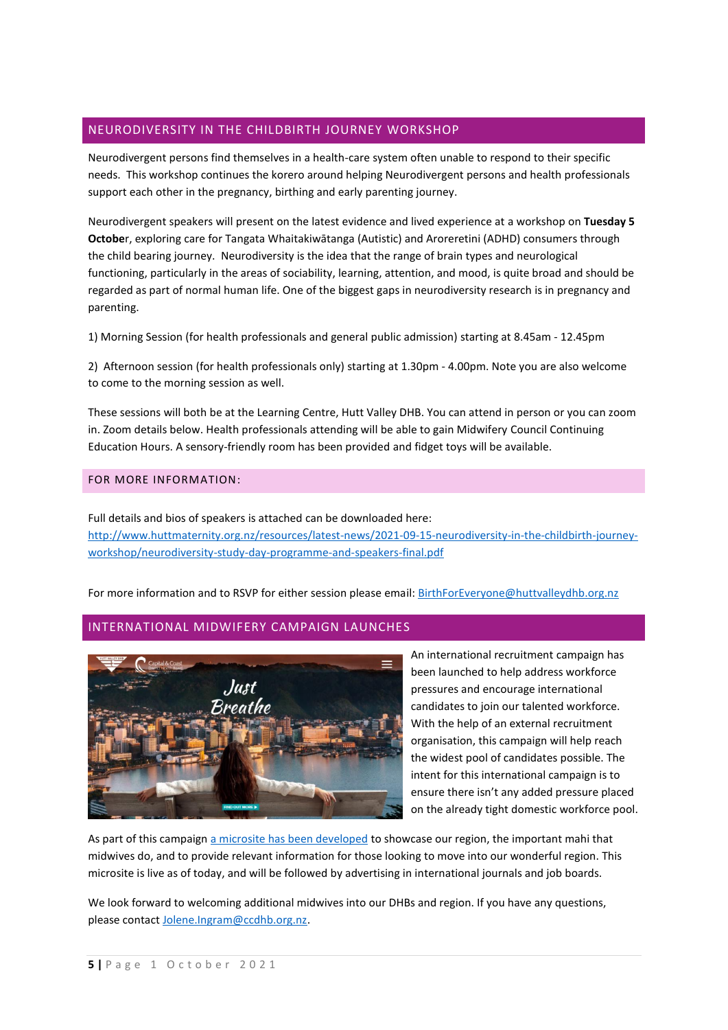## NEURODIVERSITY IN THE CHILDBIRTH JOURNEY WORKSHOP

Neurodivergent persons find themselves in a health-care system often unable to respond to their specific needs. This workshop continues the korero around helping Neurodivergent persons and health professionals support each other in the pregnancy, birthing and early parenting journey.

Neurodivergent speakers will present on the latest evidence and lived experience at a workshop on **Tuesday 5 October**, exploring care for Tangata Whaitakiwātanga (Autistic) and Arorerertini (ADHD) consumers through the child bearing journey. Neurodiversity is the idea that the range of brain types and neurological functioning, particularly in the areas of sociability, learning, attention, and mood, is quite broad and should be regarded as part of normal human life. One of the biggest gaps in neurodiversity research is in pregnancy and parenting.

1) Morning Session (for health professionals and general public admission) starting at 8.45am - 12.45pm

2) Afternoon session (for health professionals only) starting at 1.30pm - 4.00pm. Note you are also welcome to come to the morning session as well.

These sessions will both be at the Learning Centre, Hutt Valley DHB. You can attend in person or you can zoom in. Zoom details below. Health professionals attending will be able to gain Midwifery Council Continuing Education Hours. A sensory-friendly room has been provided and fidget toys will be available.

### FOR MORE INFORMATION:

Full details and bios of speakers is attached can be downloaded here: [http://www.huttmaternity.org.nz/resources/latest-news/2021-09-15-neurodiversity-in-the-childbirth-journey-workshop/neurodiversity-study-day-programme-and-speakers-final.pdf](http://www.huttmaternity.org.nz/resources/latest-news/2021-09-15-neurodiversity-in-the-childbirth-journey-workshop/neurodiversity-study-day-programme-and-speakers-final.pdf)

For more information and to RSVP for either session please email: [BirthForEveryone@huttvalleydhb.org.nz](mailto:BirthForEveryone@huttvalleydhb.org.nz)

## INTERNATIONAL MIDWIFERY CAMPAIGN LAUNCHES

An international recruitment campaign has been launched to help address workforce pressures and encourage international candidates to join our talented workforce. With the help of an external recruitment organisation, this campaign will help reach the widest pool of candidates possible. The intent for this international campaign is to ensure there isn't any added pressure placed on the already tight domestic workforce pool.

As part of this campaign a microsite has been developed to showcase our region, the important mahi that midwives do, and to provide relevant information for those looking to move into our wonderful region. This microsite is live as of today, and will be followed by advertising in international journals and job boards.

We look forward to welcoming additional midwives into our DHBs and region. If you have any questions, please contact [Jolene.Ingram@ccdhb.org.nz](mailto:Jolene.Ingram@ccdhb.org.nz).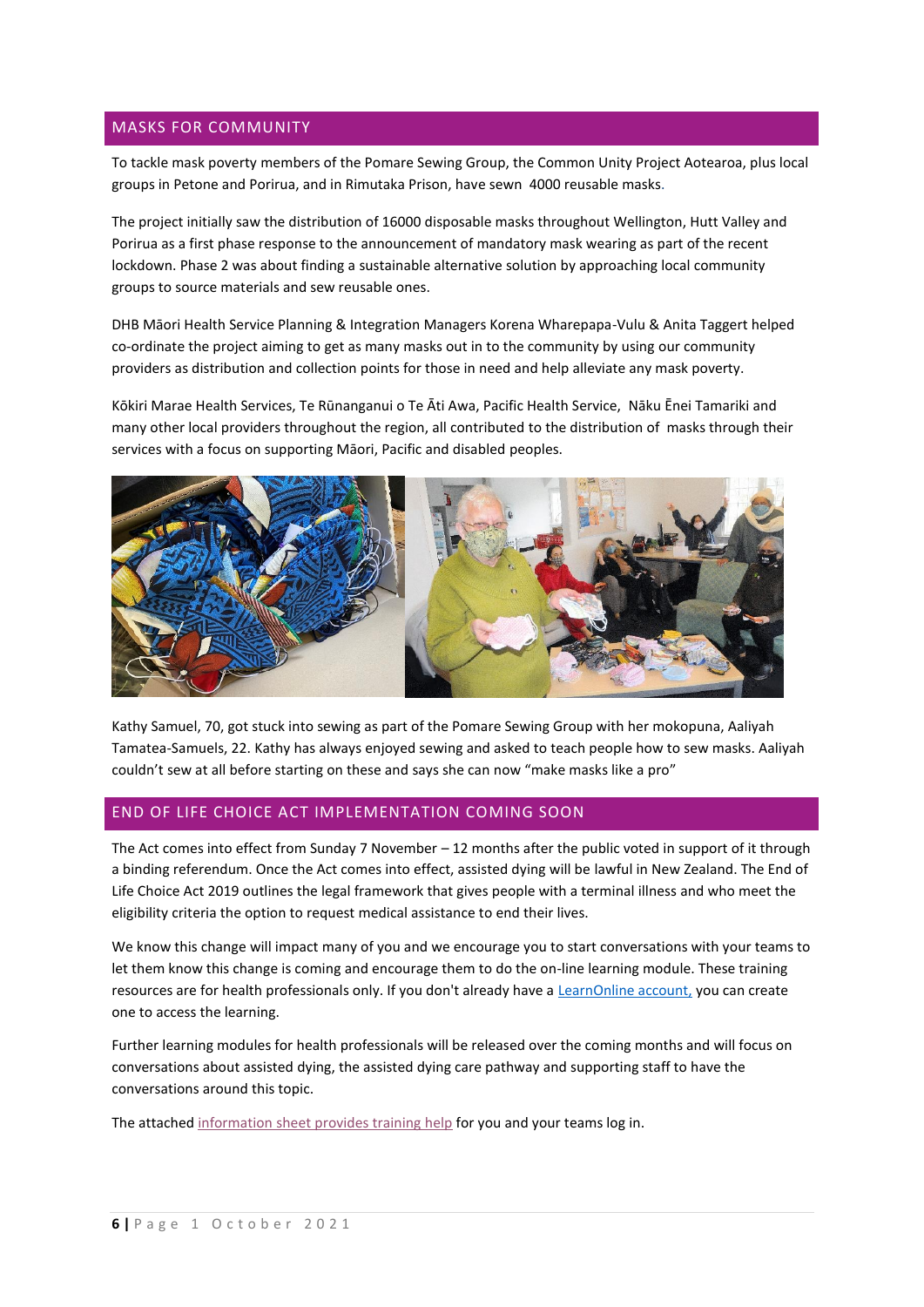## MASKS FOR COMMUNITY

To tackle mask poverty members of the Pomare Sewing Group, the Common Unity Project Aotearoa, plus local groups in Petone and Porirua, and in Rimutaka Prison, have sewn 4000 reusable masks.

The project initially saw the distribution of 16000 disposable masks throughout Wellington, Hutt Valley and Porirua as a first phase response to the announcement of mandatory mask wearing as part of the recent lockdown. Phase 2 was about finding a sustainable alternative solution by approaching local community groups to source materials and sew reusable ones.

DHB Māori Health Service Planning & Integration Managers Korena Wharepapa-Vulu & Anita Taggert helped co-ordinate the project aiming to get as many masks out in to the community by using our community providers as distribution and collection points for those in need and help alleviate any mask poverty.

Kōkiri Marae Health Services, Te Rūnanganui o Te Āti Awa, Pacific Health Service, Nāku Ēnei Tamariki and many other local providers throughout the region, all contributed to the distribution of masks through their services with a focus on supporting Māori, Pacific and disabled peoples.

Kathy Samuel, 70, got stuck into sewing as part of the Pomare Sewing Group with her mokopuna, Aaliyah Tamatea-Samuels, 22. Kathy has always enjoyed sewing and asked to teach people how to sew masks. Aaliyah couldn't sew at all before starting on these and says she can now "make masks like a pro"

## END OF LIFE CHOICE ACT IMPLEMENTATION COMING SOON

The Act comes into effect from Sunday 7 November – 12 months after the public voted in support of it through a binding referendum. Once the Act comes into effect, assisted dying will be lawful in New Zealand. The End of Life Choice Act 2019 outlines the legal framework that gives people with a terminal illness and who meet the eligibility criteria the option to request medical assistance to end their lives.

We know this change will impact many of you and we encourage you to start conversations with your teams to let them know this change is coming and encourage them to do the on-line learning module. These training resources are for health professionals only. If you don't already have a LearnOnline account, you can create one to access the learning.

Further learning modules for health professionals will be released over the coming months and will focus on conversations about assisted dying, the assisted dying care pathway and supporting staff to have the conversations around this topic.

The attached information sheet provides training help for you and your teams log in.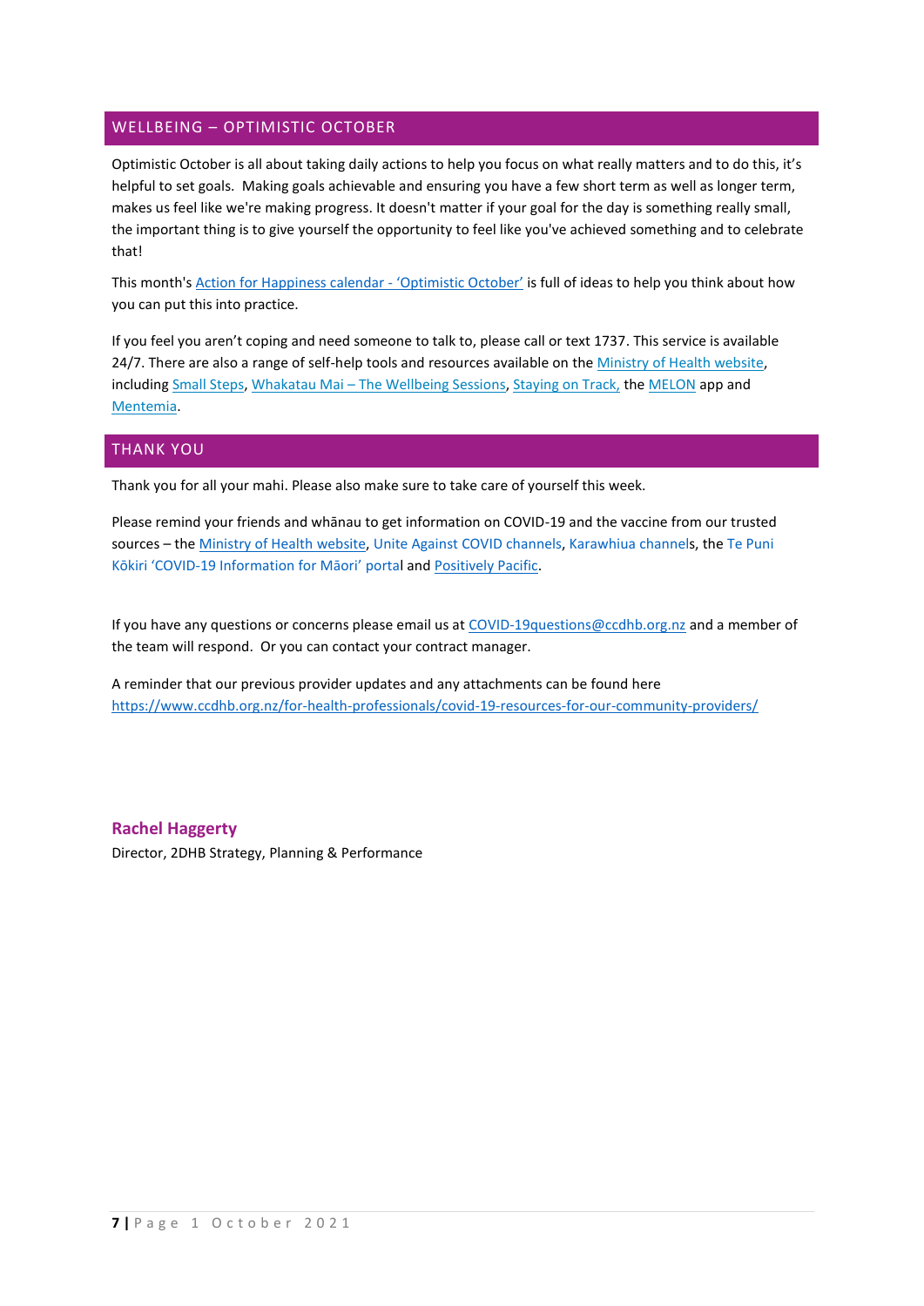## WELLBEING – OPTIMISTIC OCTOBER

Optimistic October is all about taking daily actions to help you focus on what really matters and to do this, it's helpful to set goals. Making goals achievable and ensuring you have a few short term as well as longer term, makes us feel like we're making progress. It doesn't matter if your goal for the day is something really small, the important thing is to give yourself the opportunity to feel like you've achieved something and to celebrate that!

This month's Action for Happiness calendar - 'Optimistic October' is full of ideas to help you think about how you can put this into practice.

If you feel you aren't coping and need someone to talk to, please call or text 1737. This service is available 24/7. There are also a range of self-help tools and resources available on the Ministry of Health website, including Small Steps, Whakatau Mai – The Wellbeing Sessions, Staying on Track, the MELON app and Mentemia.

## THANK YOU

Thank you for all your mahi. Please also make sure to take care of yourself this week.

Please remind your friends and whānau to get information on COVID-19 and the vaccine from our trusted sources – the Ministry of Health website, Unite Against COVID channels, Karawhiua channels, the Te Puni Kōkiri 'COVID-19 Information for Māori' portal and Positively Pacific.

If you have any questions or concerns please email us at COVID-19questions@ccdhb.org.nz and a member of the team will respond. Or you can contact your contract manager.

A reminder that our previous provider updates and any attachments can be found here https://www.ccdhb.org.nz/for-health-professionals/covid-19-resources-for-our-community-providers/

**Rachel Haggerty**
Director, 2DHB Strategy, Planning & Performance